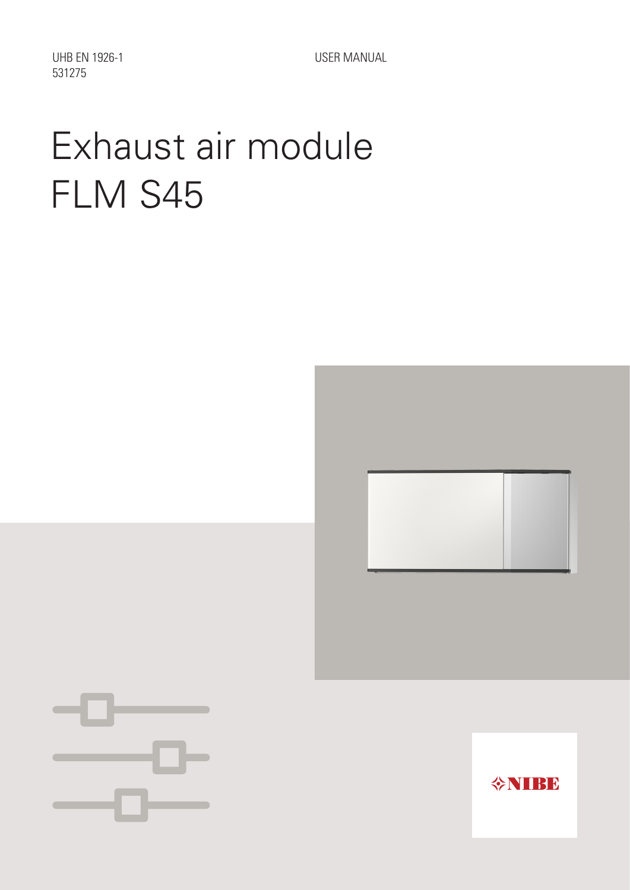UHB EN 1926-1
531275

USER MANUAL

# Exhaust air module FLM S45

NIBE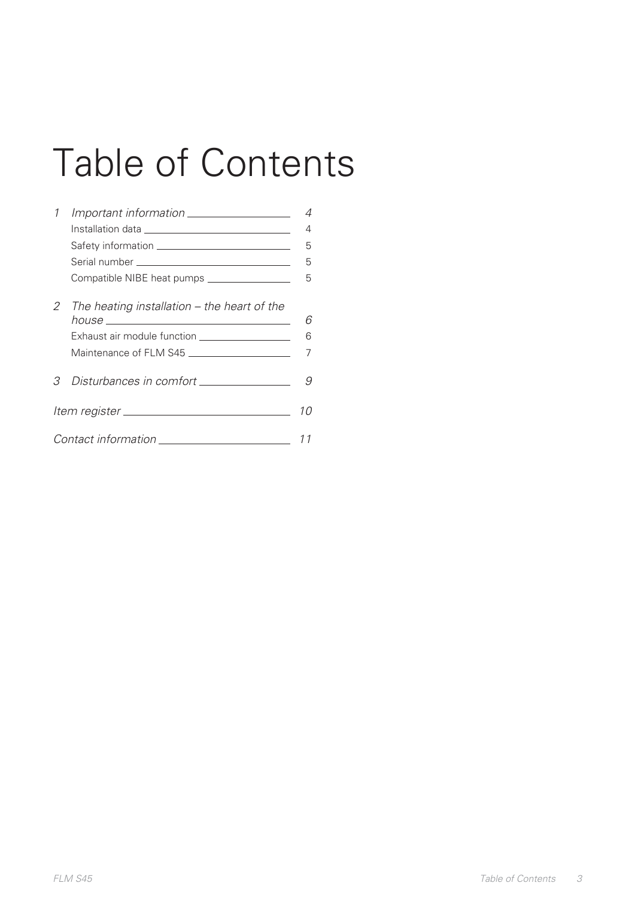# Table of Contents

| | | |
|---|---|---|
| *1* | *Important information* | *4* |
| | Installation data | 4 |
| | Safety information | 5 |
| | Serial number | 5 |
| | Compatible NIBE heat pumps | 5 |
| *2* | *The heating installation – the heart of the house* | *6* |
| | Exhaust air module function | 6 |
| | Maintenance of FLM S45 | 7 |
| *3* | *Disturbances in comfort* | *9* |
| *Item register* | | *10* |
| *Contact information* | | *11* |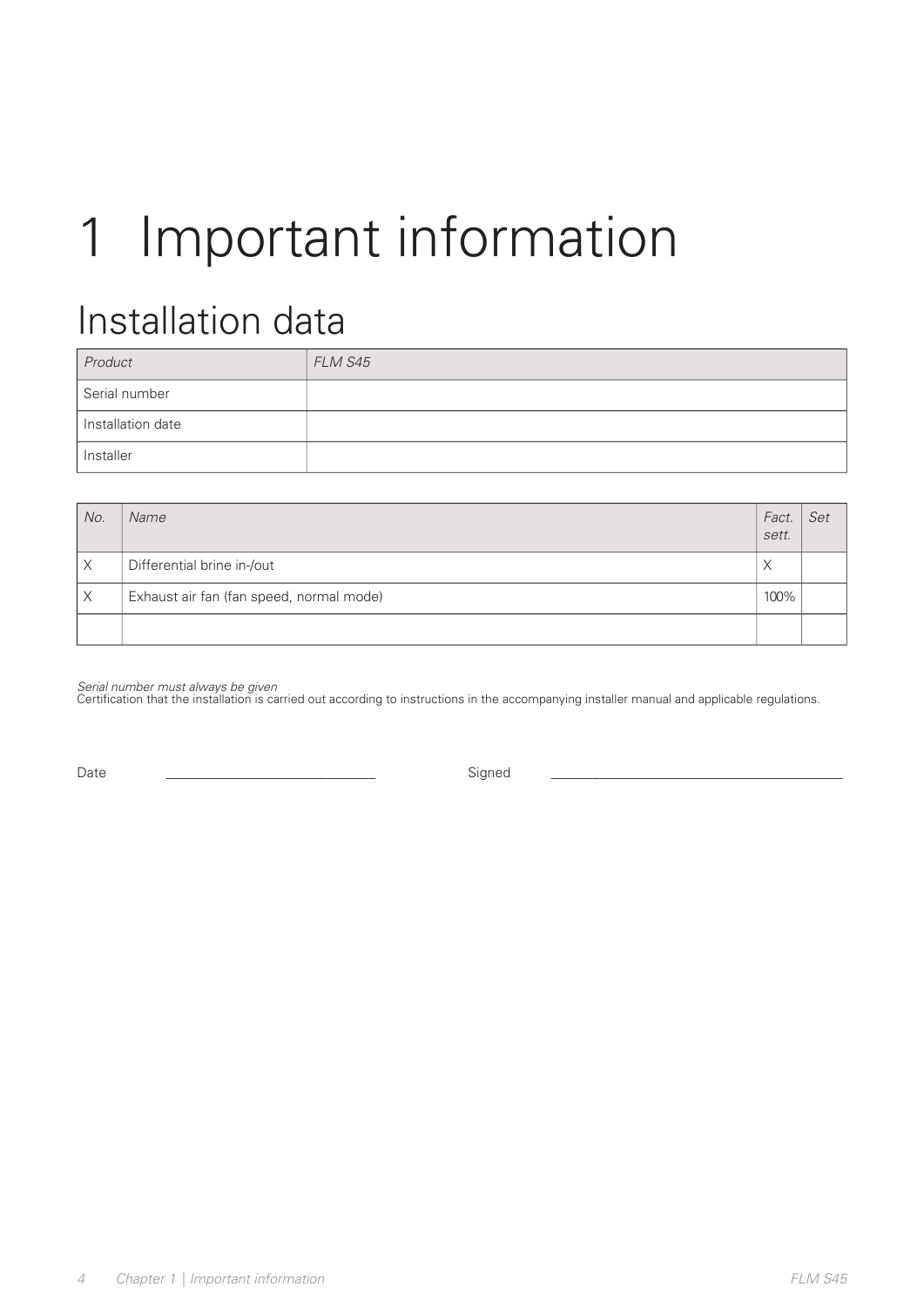# 1 Important information

## Installation data

| *Product* | *FLM S45* |
|---|---|
| Serial number | |
| Installation date | |
| Installer | |

| *No.* | *Name* | *Fact. sett.* | *Set* |
|---|---|---|---|
| X | Differential brine in-/out | X | |
| X | Exhaust air fan (fan speed, normal mode) | 100% | |
| | | | |

*Serial number must always be given*
Certification that the installation is carried out according to instructions in the accompanying installer manual and applicable regulations.

Date ____________________________ Signed ________________________________________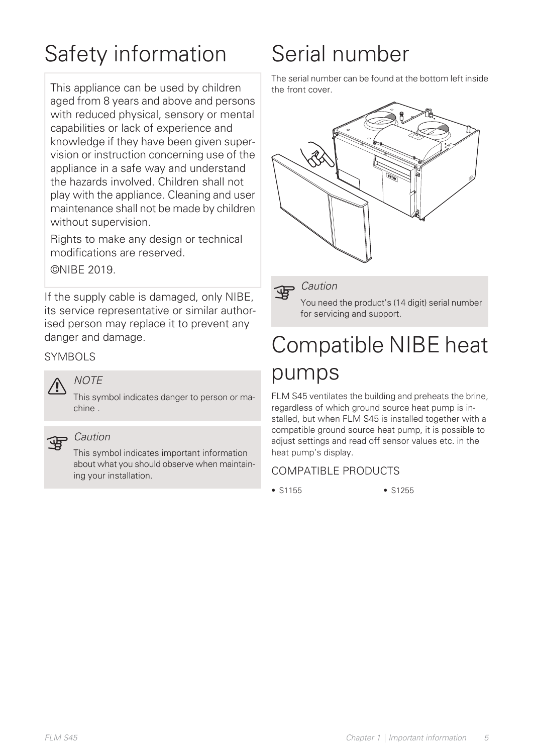# Safety information

This appliance can be used by children aged from 8 years and above and persons with reduced physical, sensory or mental capabilities or lack of experience and knowledge if they have been given supervision or instruction concerning use of the appliance in a safe way and understand the hazards involved. Children shall not play with the appliance. Cleaning and user maintenance shall not be made by children without supervision.

Rights to make any design or technical modifications are reserved.

©NIBE 2019.

If the supply cable is damaged, only NIBE, its service representative or similar authorised person may replace it to prevent any danger and damage.

## SYMBOLS

> *NOTE*
>
> This symbol indicates danger to person or machine .

> *Caution*
>
> This symbol indicates important information about what you should observe when maintaining your installation.

# Serial number

The serial number can be found at the bottom left inside the front cover.

> *Caution*
>
> You need the product's (14 digit) serial number for servicing and support.

# Compatible NIBE heat pumps

FLM S45 ventilates the building and preheats the brine, regardless of which ground source heat pump is installed, but when FLM S45 is installed together with a compatible ground source heat pump, it is possible to adjust settings and read off sensor values etc. in the heat pump's display.

## COMPATIBLE PRODUCTS

- S1155
- S1255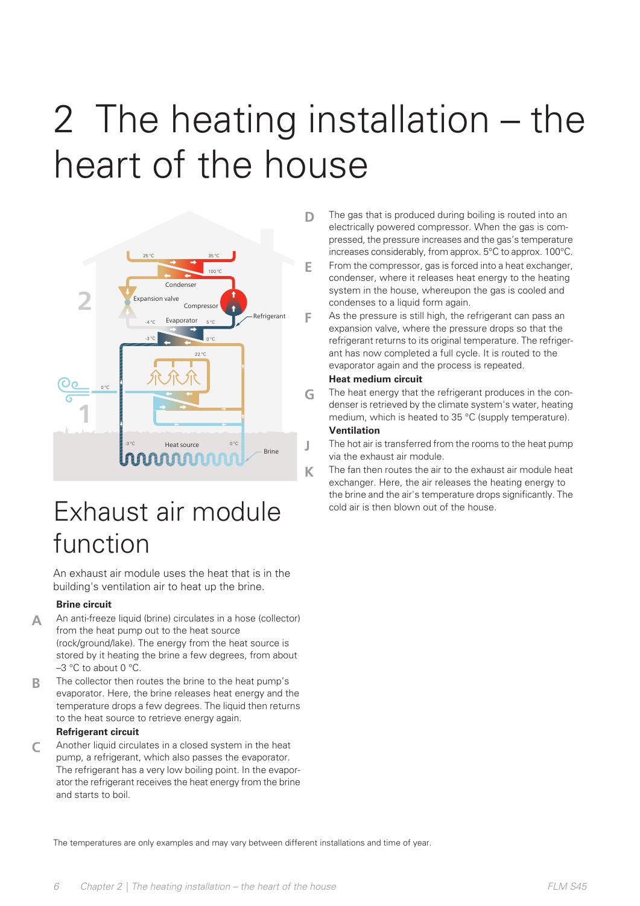# 2 The heating installation – the heart of the house

## Exhaust air module function

An exhaust air module uses the heat that is in the building's ventilation air to heat up the brine.

**Brine circuit**

A. An anti-freeze liquid (brine) circulates in a hose (collector) from the heat pump out to the heat source (rock/ground/lake). The energy from the heat source is stored by it heating the brine a few degrees, from about –3 °C to about 0 °C.

B. The collector then routes the brine to the heat pump's evaporator. Here, the brine releases heat energy and the temperature drops a few degrees. The liquid then returns to the heat source to retrieve energy again.

**Refrigerant circuit**

C. Another liquid circulates in a closed system in the heat pump, a refrigerant, which also passes the evaporator. The refrigerant has a very low boiling point. In the evaporator the refrigerant receives the heat energy from the brine and starts to boil.

D. The gas that is produced during boiling is routed into an electrically powered compressor. When the gas is compressed, the pressure increases and the gas's temperature increases considerably, from approx. 5°C to approx. 100°C.

E. From the compressor, gas is forced into a heat exchanger, condenser, where it releases heat energy to the heating system in the house, whereupon the gas is cooled and condenses to a liquid form again.

F. As the pressure is still high, the refrigerant can pass an expansion valve, where the pressure drops so that the refrigerant returns to its original temperature. The refrigerant has now completed a full cycle. It is routed to the evaporator again and the process is repeated.

**Heat medium circuit**

G. The heat energy that the refrigerant produces in the condenser is retrieved by the climate system's water, heating medium, which is heated to 35 °C (supply temperature).

**Ventilation**

J. The hot air is transferred from the rooms to the heat pump via the exhaust air module.

K. The fan then routes the air to the exhaust air module heat exchanger. Here, the air releases the heating energy to the brine and the air's temperature drops significantly. The cold air is then blown out of the house.

The temperatures are only examples and may vary between different installations and time of year.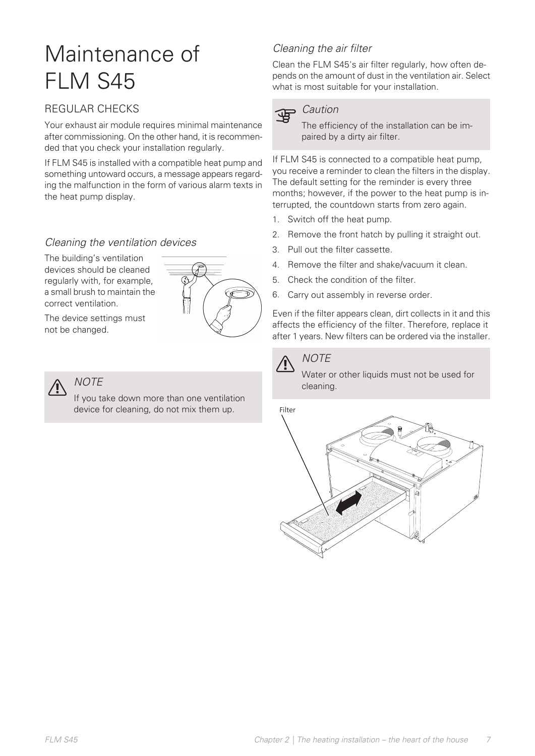# Maintenance of FLM S45

## REGULAR CHECKS

Your exhaust air module requires minimal maintenance after commissioning. On the other hand, it is recommended that you check your installation regularly.

If FLM S45 is installed with a compatible heat pump and something untoward occurs, a message appears regarding the malfunction in the form of various alarm texts in the heat pump display.

### *Cleaning the ventilation devices*

The building's ventilation devices should be cleaned regularly with, for example, a small brush to maintain the correct ventilation.

The device settings must not be changed.

> *NOTE*
>
> If you take down more than one ventilation device for cleaning, do not mix them up.

### *Cleaning the air filter*

Clean the FLM S45's air filter regularly, how often depends on the amount of dust in the ventilation air. Select what is most suitable for your installation.

> *Caution*
>
> The efficiency of the installation can be impaired by a dirty air filter.

If FLM S45 is connected to a compatible heat pump, you receive a reminder to clean the filters in the display. The default setting for the reminder is every three months; however, if the power to the heat pump is interrupted, the countdown starts from zero again.

1. Switch off the heat pump.
2. Remove the front hatch by pulling it straight out.
3. Pull out the filter cassette.
4. Remove the filter and shake/vacuum it clean.
5. Check the condition of the filter.
6. Carry out assembly in reverse order.

Even if the filter appears clean, dirt collects in it and this affects the efficiency of the filter. Therefore, replace it after 1 years. New filters can be ordered via the installer.

> *NOTE*
>
> Water or other liquids must not be used for cleaning.

Filter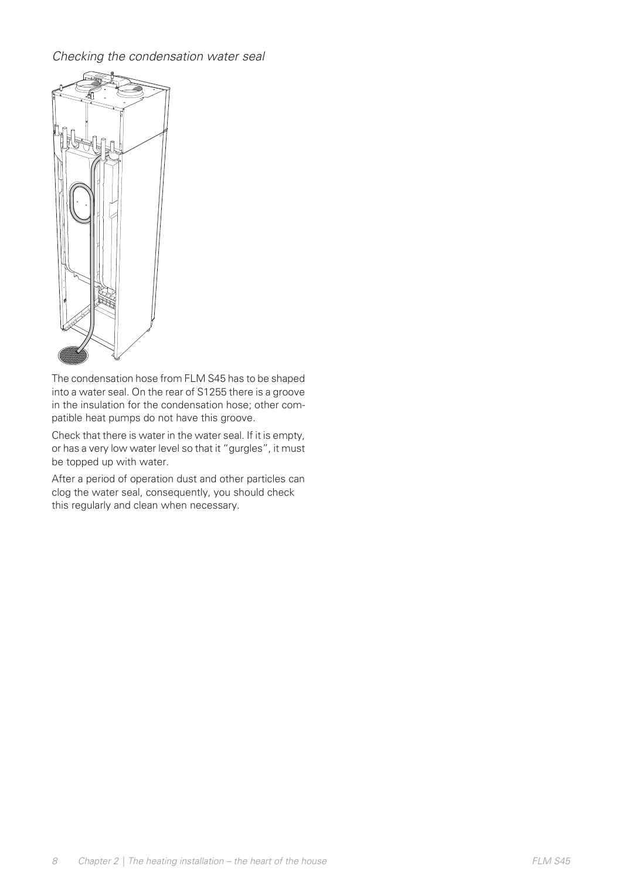*Checking the condensation water seal*

The condensation hose from FLM S45 has to be shaped into a water seal. On the rear of S1255 there is a groove in the insulation for the condensation hose; other compatible heat pumps do not have this groove.

Check that there is water in the water seal. If it is empty, or has a very low water level so that it "gurgles", it must be topped up with water.

After a period of operation dust and other particles can clog the water seal, consequently, you should check this regularly and clean when necessary.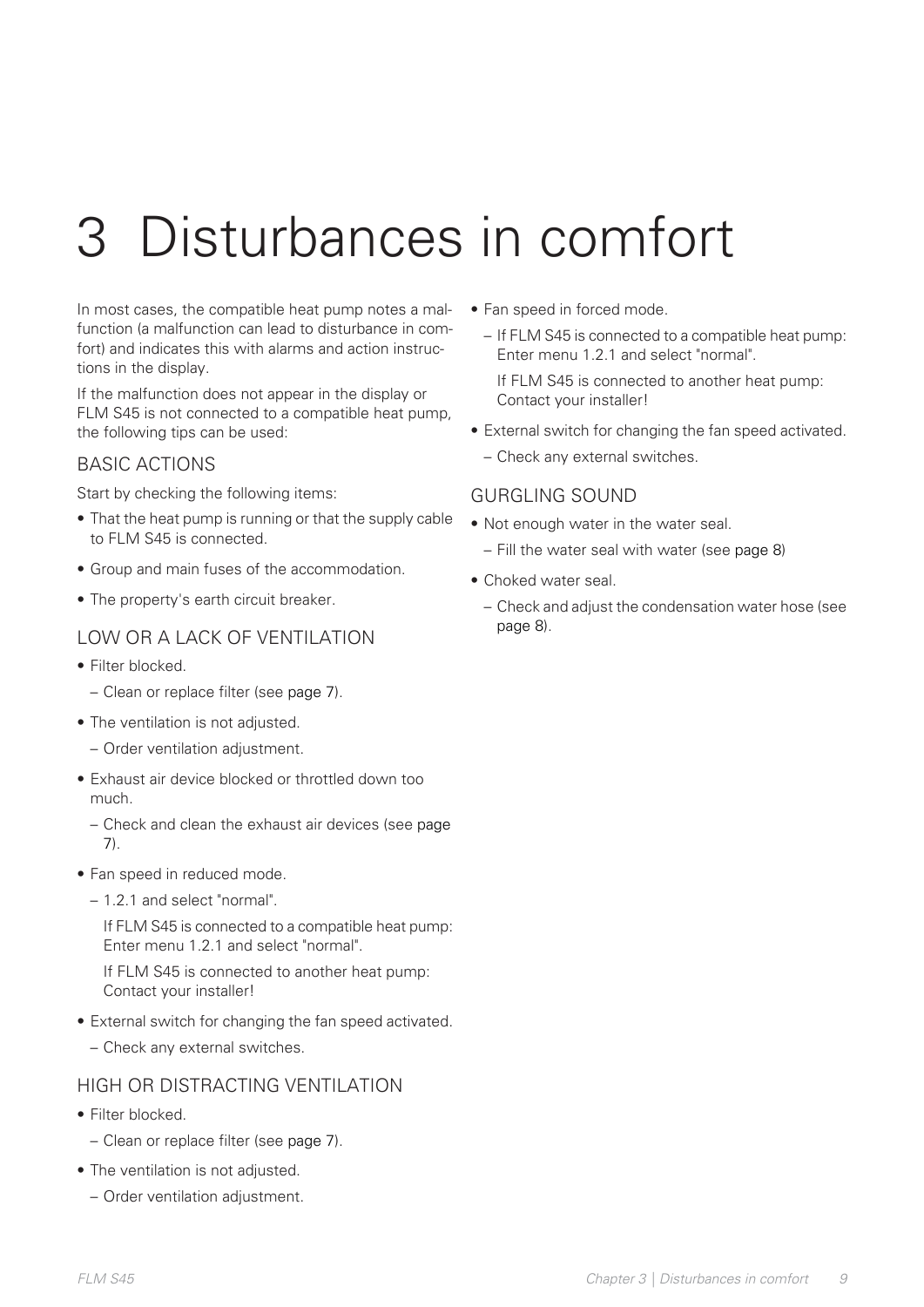# 3 Disturbances in comfort

In most cases, the compatible heat pump notes a malfunction (a malfunction can lead to disturbance in comfort) and indicates this with alarms and action instructions in the display.

If the malfunction does not appear in the display or FLM S45 is not connected to a compatible heat pump, the following tips can be used:

## BASIC ACTIONS

Start by checking the following items:

- That the heat pump is running or that the supply cable to FLM S45 is connected.
- Group and main fuses of the accommodation.
- The property's earth circuit breaker.

## LOW OR A LACK OF VENTILATION

- Filter blocked.
  - Clean or replace filter (see page 7).
- The ventilation is not adjusted.
  - Order ventilation adjustment.
- Exhaust air device blocked or throttled down too much.
  - Check and clean the exhaust air devices (see page 7).
- Fan speed in reduced mode.
  - 1.2.1 and select "normal".

    If FLM S45 is connected to a compatible heat pump: Enter menu 1.2.1 and select "normal".

    If FLM S45 is connected to another heat pump: Contact your installer!
- External switch for changing the fan speed activated.
  - Check any external switches.

## HIGH OR DISTRACTING VENTILATION

- Filter blocked.
  - Clean or replace filter (see page 7).
- The ventilation is not adjusted.
  - Order ventilation adjustment.
- Fan speed in forced mode.
  - If FLM S45 is connected to a compatible heat pump: Enter menu 1.2.1 and select "normal".

    If FLM S45 is connected to another heat pump: Contact your installer!
- External switch for changing the fan speed activated.
  - Check any external switches.

## GURGLING SOUND

- Not enough water in the water seal.
  - Fill the water seal with water (see page 8)
- Choked water seal.
  - Check and adjust the condensation water hose (see page 8).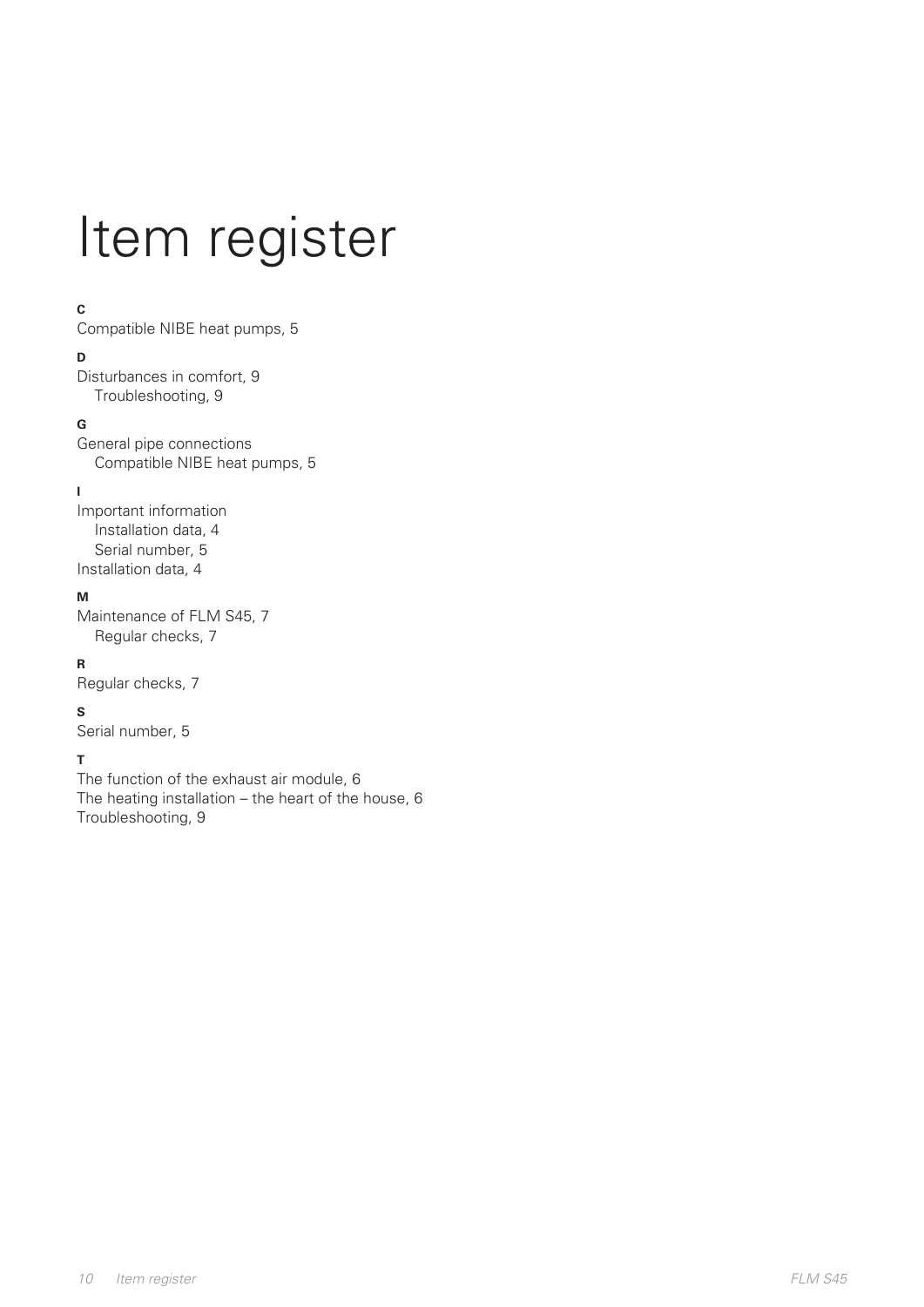# Item register

**C**

Compatible NIBE heat pumps, 5

**D**

Disturbances in comfort, 9
  Troubleshooting, 9

**G**

General pipe connections
  Compatible NIBE heat pumps, 5

**I**

Important information
  Installation data, 4
  Serial number, 5
Installation data, 4

**M**

Maintenance of FLM S45, 7
  Regular checks, 7

**R**

Regular checks, 7

**S**

Serial number, 5

**T**

The function of the exhaust air module, 6
The heating installation – the heart of the house, 6
Troubleshooting, 9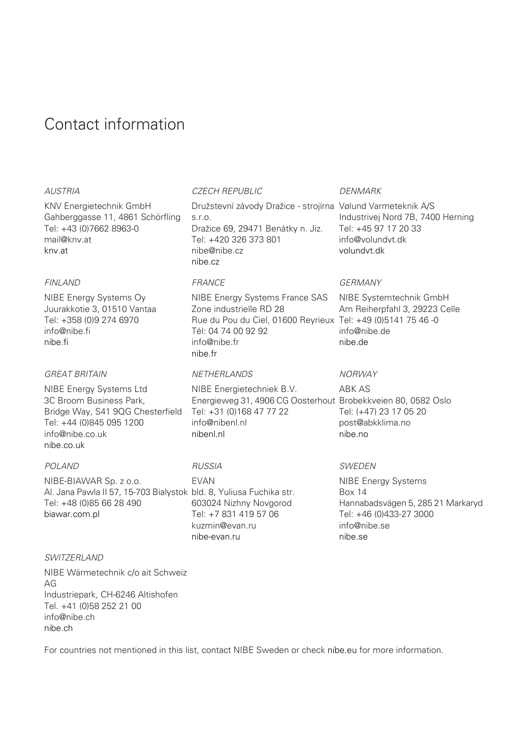# Contact information

*AUSTRIA*

KNV Energietechnik GmbH
Gahberggasse 11, 4861 Schörfling
Tel: +43 (0)7662 8963-0
mail@knv.at
knv.at

*CZECH REPUBLIC*

Družstevní závody Dražice - strojírna s.r.o.
Dražice 69, 29471 Benátky n. Jiz.
Tel: +420 326 373 801
nibe@nibe.cz
nibe.cz

*DENMARK*

Vølund Varmeteknik A/S
Industrivej Nord 7B, 7400 Herning
Tel: +45 97 17 20 33
info@volundvt.dk
volundvt.dk

*FINLAND*

NIBE Energy Systems Oy
Juurakkotie 3, 01510 Vantaa
Tel: +358 (0)9 274 6970
info@nibe.fi
nibe.fi

*FRANCE*

NIBE Energy Systems France SAS
Zone industrielle RD 28
Rue du Pou du Ciel, 01600 Reyrieux
Tél: 04 74 00 92 92
info@nibe.fr
nibe.fr

*GERMANY*

NIBE Systemtechnik GmbH
Am Reiherpfahl 3, 29223 Celle
Tel: +49 (0)5141 75 46 -0
info@nibe.de
nibe.de

*GREAT BRITAIN*

NIBE Energy Systems Ltd
3C Broom Business Park,
Bridge Way, S41 9QG Chesterfield
Tel: +44 (0)845 095 1200
info@nibe.co.uk
nibe.co.uk

*NETHERLANDS*

NIBE Energietechniek B.V.
Energieweg 31, 4906 CG Oosterhout
Tel: +31 (0)168 47 77 22
info@nibenl.nl
nibenl.nl

*NORWAY*

ABK AS
Brobekkveien 80, 0582 Oslo
Tel: (+47) 23 17 05 20
post@abkklima.no
nibe.no

*POLAND*

NIBE-BIAWAR Sp. z o.o.
Al. Jana Pawla II 57, 15-703 Bialystok
Tel: +48 (0)85 66 28 490
biawar.com.pl

*RUSSIA*

EVAN
bld. 8, Yuliusa Fuchika str.
603024 Nizhny Novgorod
Tel: +7 831 419 57 06
kuzmin@evan.ru
nibe-evan.ru

*SWEDEN*

NIBE Energy Systems
Box 14
Hannabadsvägen 5, 285 21 Markaryd
Tel: +46 (0)433-27 3000
info@nibe.se
nibe.se

*SWITZERLAND*

NIBE Wärmetechnik c/o ait Schweiz AG
Industriepark, CH-6246 Altishofen
Tel. +41 (0)58 252 21 00
info@nibe.ch
nibe.ch

For countries not mentioned in this list, contact NIBE Sweden or check nibe.eu for more information.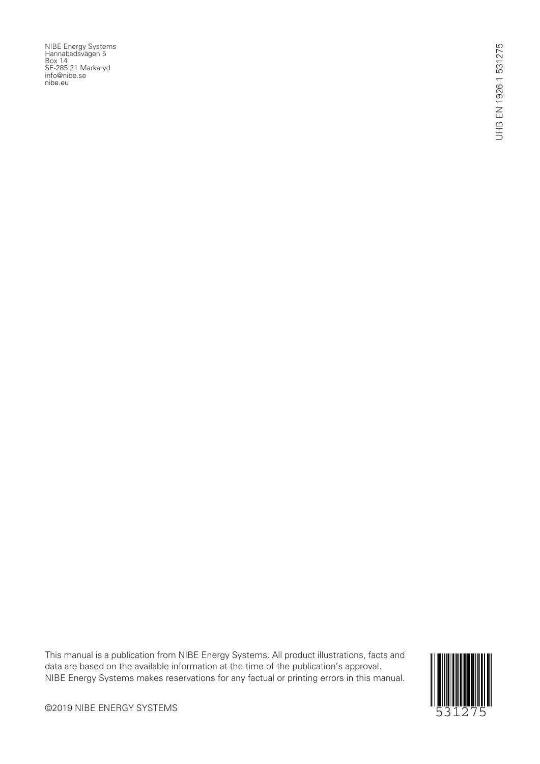NIBE Energy Systems
Hannabadsvägen 5
Box 14
SE-285 21 Markaryd
info@nibe.se
nibe.eu

UHB EN 1926-1 531275

This manual is a publication from NIBE Energy Systems. All product illustrations, facts and data are based on the available information at the time of the publication's approval. NIBE Energy Systems makes reservations for any factual or printing errors in this manual.

©2019 NIBE ENERGY SYSTEMS

531275